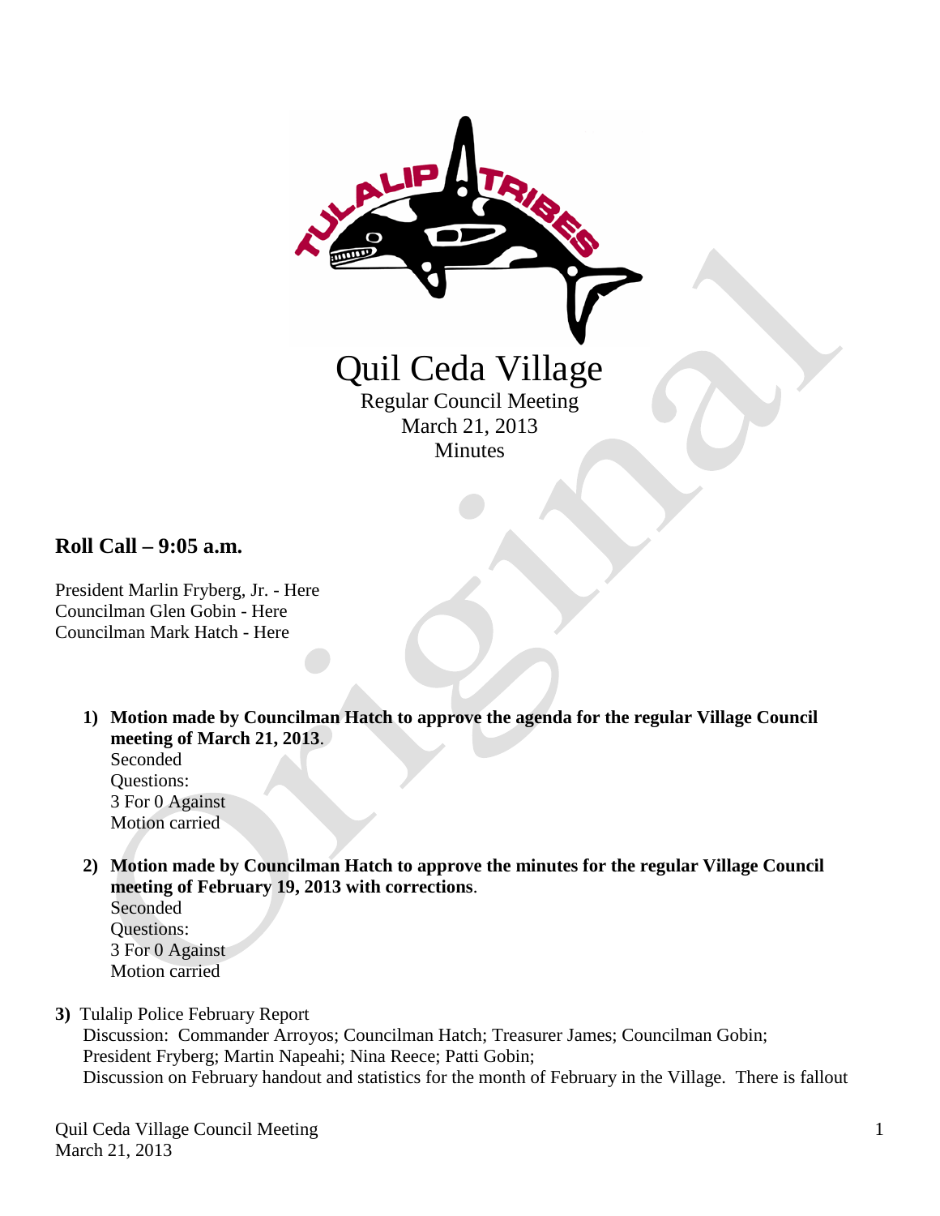# Quil Ceda Village

Regular Council Meeting
March 21, 2013
Minutes

## Roll Call – 9:05 a.m.

President Marlin Fryberg, Jr. - Here
Councilman Glen Gobin - Here
Councilman Mark Hatch - Here

1) **Motion made by Councilman Hatch to approve the agenda for the regular Village Council meeting of March 21, 2013**.
   Seconded
   Questions:
   3 For 0 Against
   Motion carried

2) **Motion made by Councilman Hatch to approve the minutes for the regular Village Council meeting of February 19, 2013 with corrections**.
   Seconded
   Questions:
   3 For 0 Against
   Motion carried

3) Tulalip Police February Report
   Discussion: Commander Arroyos; Councilman Hatch; Treasurer James; Councilman Gobin; President Fryberg; Martin Napeahi; Nina Reece; Patti Gobin;
   Discussion on February handout and statistics for the month of February in the Village. There is fallout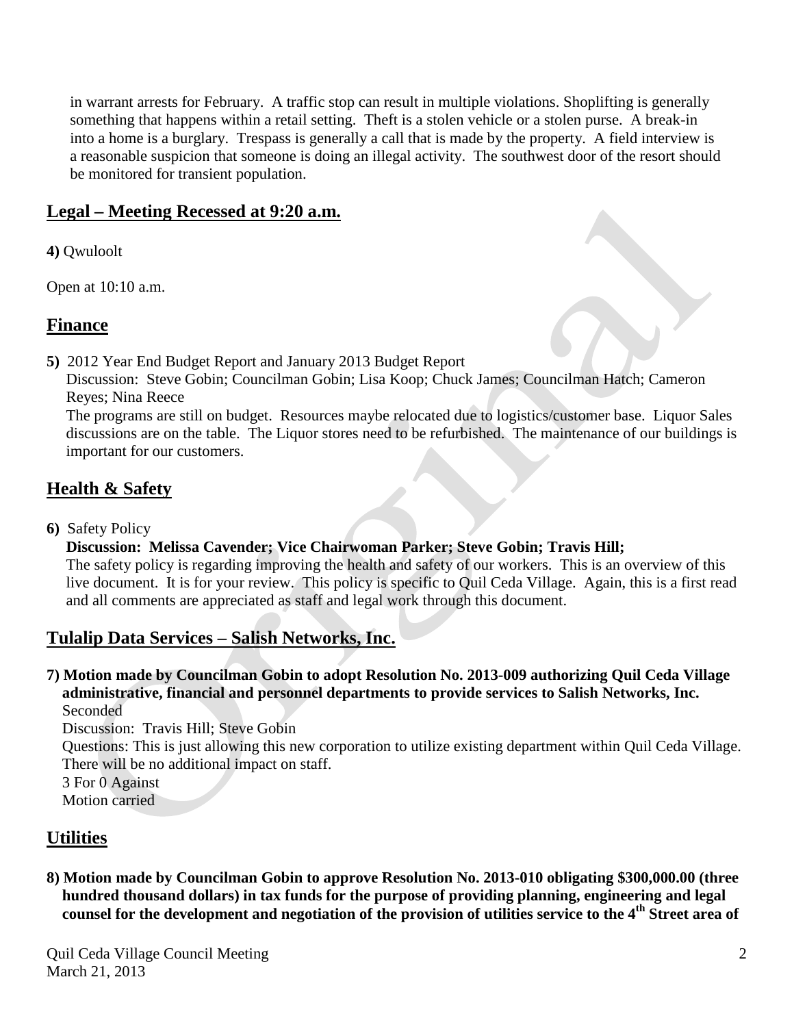in warrant arrests for February. A traffic stop can result in multiple violations. Shoplifting is generally something that happens within a retail setting. Theft is a stolen vehicle or a stolen purse. A break-in into a home is a burglary. Trespass is generally a call that is made by the property. A field interview is a reasonable suspicion that someone is doing an illegal activity. The southwest door of the resort should be monitored for transient population.

## Legal – Meeting Recessed at 9:20 a.m.

**4)** Qwuloolt

Open at 10:10 a.m.

## Finance

**5)** 2012 Year End Budget Report and January 2013 Budget Report

Discussion: Steve Gobin; Councilman Gobin; Lisa Koop; Chuck James; Councilman Hatch; Cameron Reyes; Nina Reece

The programs are still on budget. Resources maybe relocated due to logistics/customer base. Liquor Sales discussions are on the table. The Liquor stores need to be refurbished. The maintenance of our buildings is important for our customers.

## Health & Safety

**6)** Safety Policy

**Discussion: Melissa Cavender; Vice Chairwoman Parker; Steve Gobin; Travis Hill;**

The safety policy is regarding improving the health and safety of our workers. This is an overview of this live document. It is for your review. This policy is specific to Quil Ceda Village. Again, this is a first read and all comments are appreciated as staff and legal work through this document.

## Tulalip Data Services – Salish Networks, Inc.

**7) Motion made by Councilman Gobin to adopt Resolution No. 2013-009 authorizing Quil Ceda Village administrative, financial and personnel departments to provide services to Salish Networks, Inc.**

Seconded

Discussion: Travis Hill; Steve Gobin

Questions: This is just allowing this new corporation to utilize existing department within Quil Ceda Village. There will be no additional impact on staff.

3 For 0 Against

Motion carried

## Utilities

**8) Motion made by Councilman Gobin to approve Resolution No. 2013-010 obligating $300,000.00 (three hundred thousand dollars) in tax funds for the purpose of providing planning, engineering and legal counsel for the development and negotiation of the provision of utilities service to the 4th Street area of**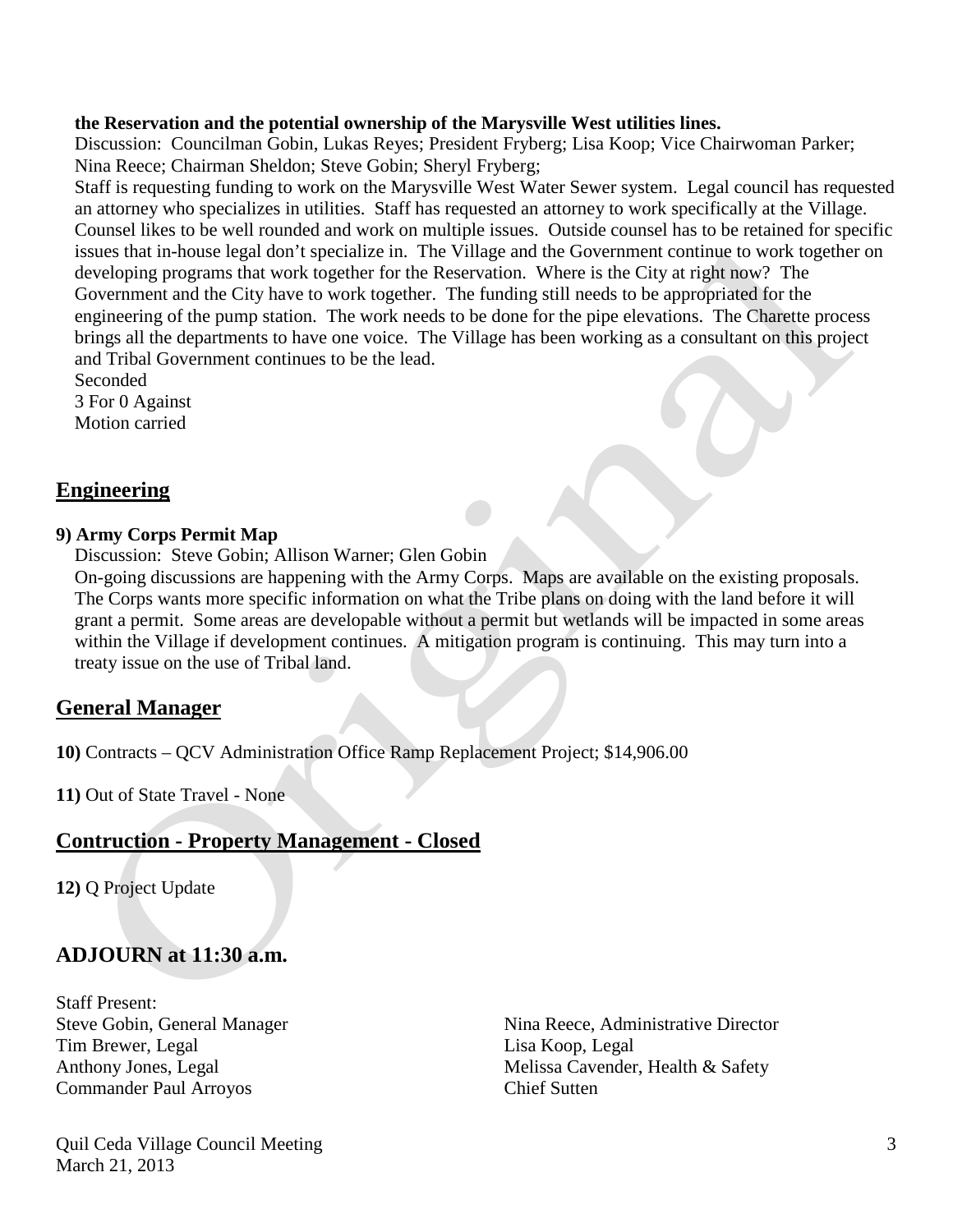**the Reservation and the potential ownership of the Marysville West utilities lines.**

Discussion: Councilman Gobin, Lukas Reyes; President Fryberg; Lisa Koop; Vice Chairwoman Parker; Nina Reece; Chairman Sheldon; Steve Gobin; Sheryl Fryberg;

Staff is requesting funding to work on the Marysville West Water Sewer system. Legal council has requested an attorney who specializes in utilities. Staff has requested an attorney to work specifically at the Village. Counsel likes to be well rounded and work on multiple issues. Outside counsel has to be retained for specific issues that in-house legal don't specialize in. The Village and the Government continue to work together on developing programs that work together for the Reservation. Where is the City at right now? The Government and the City have to work together. The funding still needs to be appropriated for the engineering of the pump station. The work needs to be done for the pipe elevations. The Charette process brings all the departments to have one voice. The Village has been working as a consultant on this project and Tribal Government continues to be the lead.

Seconded
3 For 0 Against
Motion carried

## Engineering

**9) Army Corps Permit Map**

Discussion: Steve Gobin; Allison Warner; Glen Gobin

On-going discussions are happening with the Army Corps. Maps are available on the existing proposals. The Corps wants more specific information on what the Tribe plans on doing with the land before it will grant a permit. Some areas are developable without a permit but wetlands will be impacted in some areas within the Village if development continues. A mitigation program is continuing. This may turn into a treaty issue on the use of Tribal land.

## General Manager

**10)** Contracts – QCV Administration Office Ramp Replacement Project; $14,906.00

**11)** Out of State Travel - None

## Contruction - Property Management - Closed

**12)** Q Project Update

## ADJOURN at 11:30 a.m.

Staff Present:

Steve Gobin, General Manager
Tim Brewer, Legal
Anthony Jones, Legal
Commander Paul Arroyos
Nina Reece, Administrative Director
Lisa Koop, Legal
Melissa Cavender, Health & Safety
Chief Sutten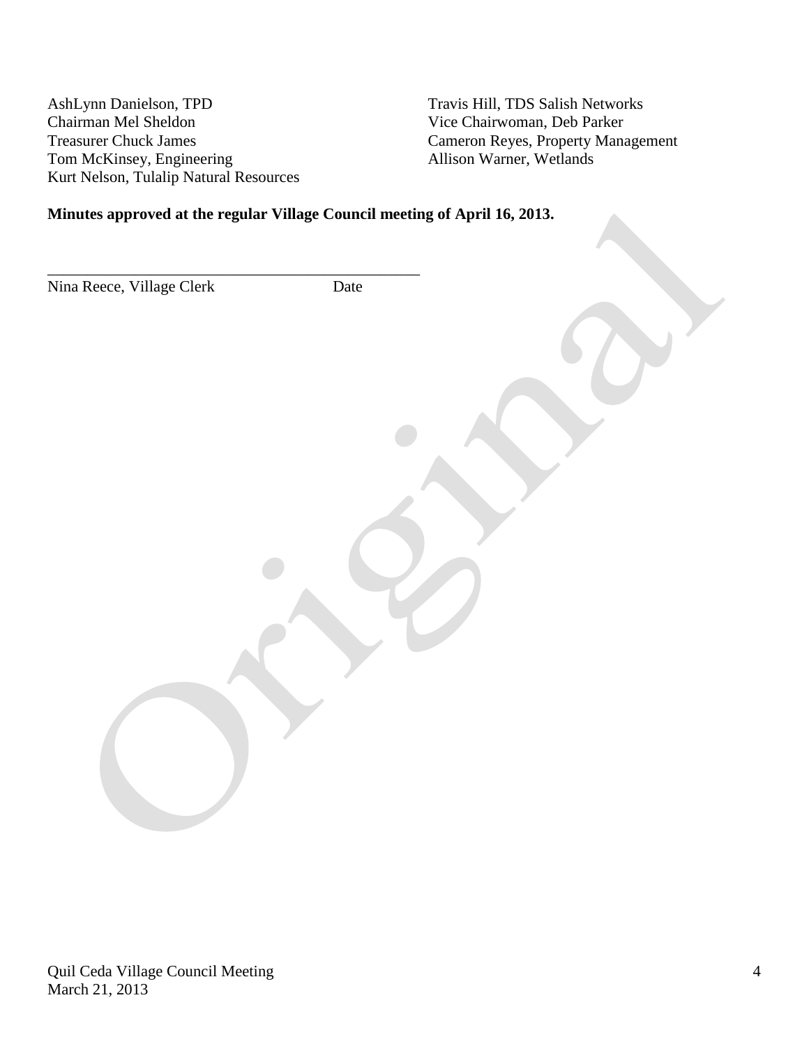AshLynn Danielson, TPD
Chairman Mel Sheldon
Treasurer Chuck James
Tom McKinsey, Engineering
Kurt Nelson, Tulalip Natural Resources
Travis Hill, TDS Salish Networks
Vice Chairwoman, Deb Parker
Cameron Reyes, Property Management
Allison Warner, Wetlands

**Minutes approved at the regular Village Council meeting of April 16, 2013.**

\_\_\_\_\_\_\_\_\_\_\_\_\_\_\_\_\_\_\_\_\_\_\_\_\_\_\_\_\_\_\_\_\_\_\_\_\_\_\_\_\_\_\_\_\_\_\_\_

Nina Reece, Village Clerk Date

Original